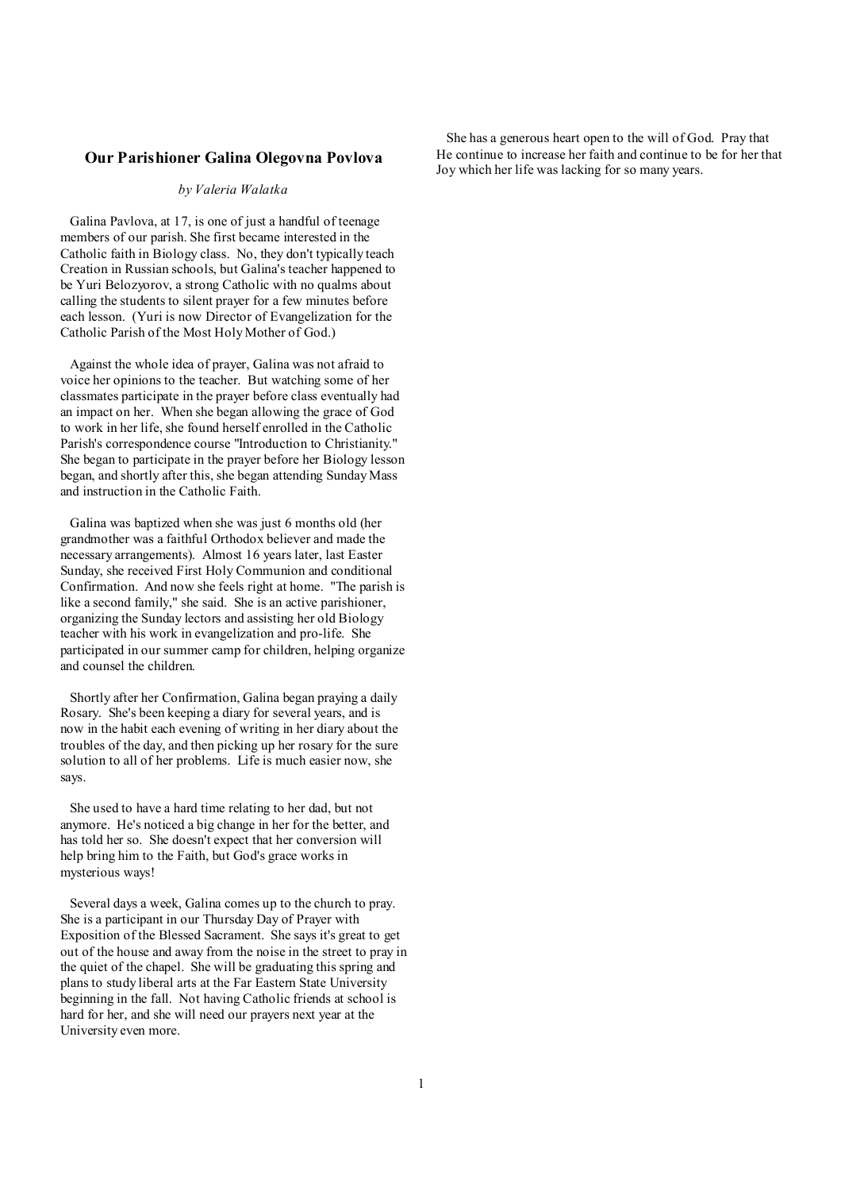## Our Parishioner Galina Olegovna Povlova

*by Valeria Walatka*

Galina Pavlova, at 17, is one of just a handful of teenage members of our parish. She first became interested in the Catholic faith in Biology class. No, they don't typically teach Creation in Russian schools, but Galina's teacher happened to be Yuri Belozyorov, a strong Catholic with no qualms about calling the students to silent prayer for a few minutes before each lesson. (Yuri is now Director of Evangelization for the Catholic Parish of the Most Holy Mother of God.)

Against the whole idea of prayer, Galina was not afraid to voice her opinions to the teacher. But watching some of her classmates participate in the prayer before class eventually had an impact on her. When she began allowing the grace of God to work in her life, she found herself enrolled in the Catholic Parish's correspondence course "Introduction to Christianity." She began to participate in the prayer before her Biology lesson began, and shortly after this, she began attending Sunday Mass and instruction in the Catholic Faith.

Galina was baptized when she was just 6 months old (her grandmother was a faithful Orthodox believer and made the necessary arrangements). Almost 16 years later, last Easter Sunday, she received First Holy Communion and conditional Confirmation. And now she feels right at home. "The parish is like a second family," she said. She is an active parishioner, organizing the Sunday lectors and assisting her old Biology teacher with his work in evangelization and pro-life. She participated in our summer camp for children, helping organize and counsel the children.

Shortly after her Confirmation, Galina began praying a daily Rosary. She's been keeping a diary for several years, and is now in the habit each evening of writing in her diary about the troubles of the day, and then picking up her rosary for the sure solution to all of her problems. Life is much easier now, she says.

She used to have a hard time relating to her dad, but not anymore. He's noticed a big change in her for the better, and has told her so. She doesn't expect that her conversion will help bring him to the Faith, but God's grace works in mysterious ways!

Several days a week, Galina comes up to the church to pray. She is a participant in our Thursday Day of Prayer with Exposition of the Blessed Sacrament. She says it's great to get out of the house and away from the noise in the street to pray in the quiet of the chapel. She will be graduating this spring and plans to study liberal arts at the Far Eastern State University beginning in the fall. Not having Catholic friends at school is hard for her, and she will need our prayers next year at the University even more.

She has a generous heart open to the will of God. Pray that He continue to increase her faith and continue to be for her that Joy which her life was lacking for so many years.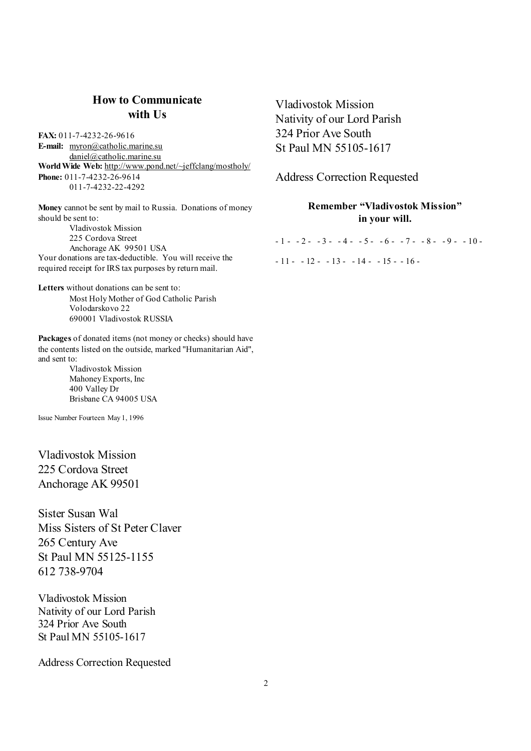## How to Communicate with Us

**FAX:** 011-7-4232-26-9616
**E-mail:** myron@catholic.marine.su
daniel@catholic.marine.su
**World Wide Web:** http://www.pond.net/~jeffclang/mostholy/
**Phone:** 011-7-4232-26-9614
011-7-4232-22-4292

**Money** cannot be sent by mail to Russia. Donations of money should be sent to:

Vladivostok Mission
225 Cordova Street
Anchorage AK 99501 USA

Your donations are tax-deductible. You will receive the required receipt for IRS tax purposes by return mail.

**Letters** without donations can be sent to:

Most Holy Mother of God Catholic Parish
Volodarskovo 22
690001 Vladivostok RUSSIA

**Packages** of donated items (not money or checks) should have the contents listed on the outside, marked "Humanitarian Aid", and sent to:

Vladivostok Mission
Mahoney Exports, Inc
400 Valley Dr
Brisbane CA 94005 USA

Issue Number Fourteen May 1, 1996

Vladivostok Mission
225 Cordova Street
Anchorage AK 99501

Sister Susan Wal
Miss Sisters of St Peter Claver
265 Century Ave
St Paul MN 55125-1155
612 738-9704

Vladivostok Mission
Nativity of our Lord Parish
324 Prior Ave South
St Paul MN 55105-1617

Address Correction Requested

Vladivostok Mission
Nativity of our Lord Parish
324 Prior Ave South
St Paul MN 55105-1617

Address Correction Requested

**Remember "Vladivostok Mission" in your will.**

- 1 - - 2 - - 3 - - 4 - - 5 - - 6 - - 7 - - 8 - - 9 - - 10 -

- 11 - - 12 - - 13 - - 14 - - 15 - - 16 -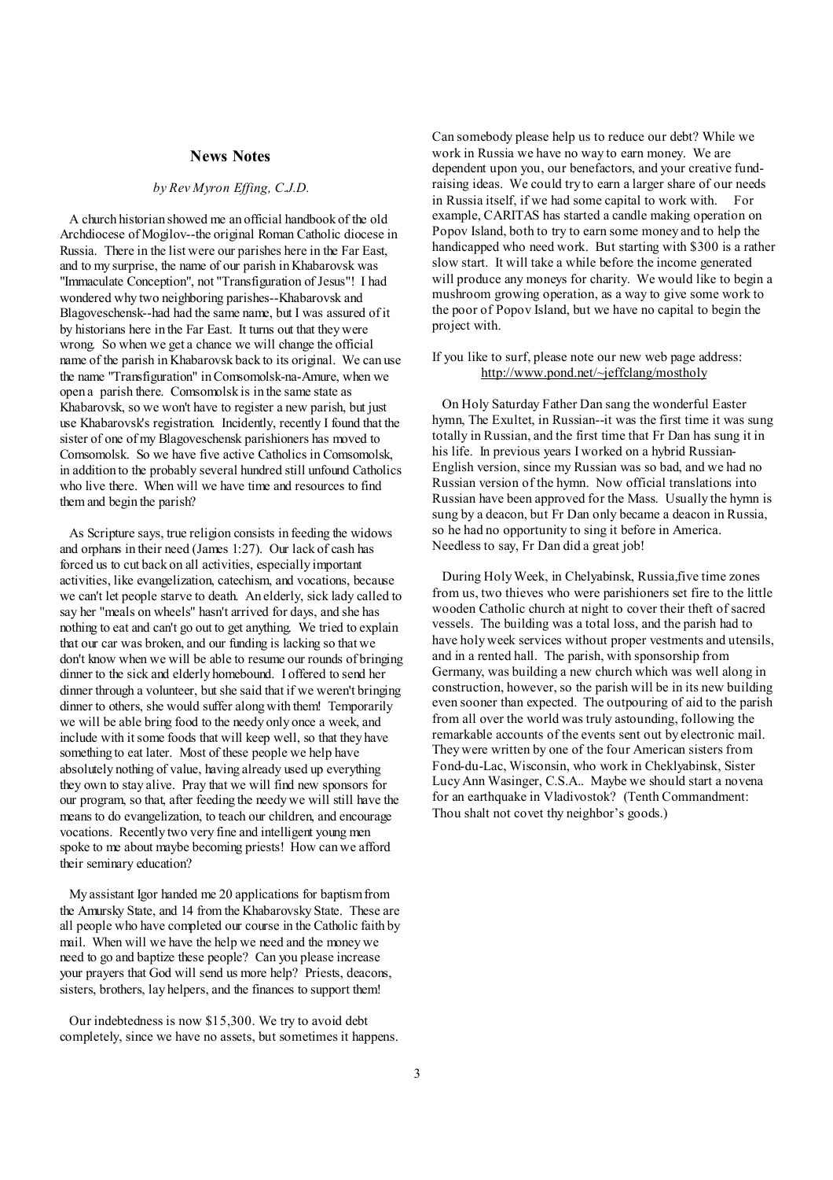## News Notes

*by Rev Myron Effing, C.J.D.*

A church historian showed me an official handbook of the old Archdiocese of Mogilov--the original Roman Catholic diocese in Russia. There in the list were our parishes here in the Far East, and to my surprise, the name of our parish in Khabarovsk was "Immaculate Conception", not "Transfiguration of Jesus"! I had wondered why two neighboring parishes--Khabarovsk and Blagoveschensk--had had the same name, but I was assured of it by historians here in the Far East. It turns out that they were wrong. So when we get a chance we will change the official name of the parish in Khabarovsk back to its original. We can use the name "Transfiguration" in Comsomolsk-na-Amure, when we open a parish there. Comsomolsk is in the same state as Khabarovsk, so we won't have to register a new parish, but just use Khabarovsk's registration. Incidently, recently I found that the sister of one of my Blagoveschensk parishioners has moved to Comsomolsk. So we have five active Catholics in Comsomolsk, in addition to the probably several hundred still unfound Catholics who live there. When will we have time and resources to find them and begin the parish?

As Scripture says, true religion consists in feeding the widows and orphans in their need (James 1:27). Our lack of cash has forced us to cut back on all activities, especially important activities, like evangelization, catechism, and vocations, because we can't let people starve to death. An elderly, sick lady called to say her "meals on wheels" hasn't arrived for days, and she has nothing to eat and can't go out to get anything. We tried to explain that our car was broken, and our funding is lacking so that we don't know when we will be able to resume our rounds of bringing dinner to the sick and elderly homebound. I offered to send her dinner through a volunteer, but she said that if we weren't bringing dinner to others, she would suffer along with them! Temporarily we will be able bring food to the needy only once a week, and include with it some foods that will keep well, so that they have something to eat later. Most of these people we help have absolutely nothing of value, having already used up everything they own to stay alive. Pray that we will find new sponsors for our program, so that, after feeding the needy we will still have the means to do evangelization, to teach our children, and encourage vocations. Recently two very fine and intelligent young men spoke to me about maybe becoming priests! How can we afford their seminary education?

My assistant Igor handed me 20 applications for baptism from the Amursky State, and 14 from the Khabarovsky State. These are all people who have completed our course in the Catholic faith by mail. When will we have the help we need and the money we need to go and baptize these people? Can you please increase your prayers that God will send us more help? Priests, deacons, sisters, brothers, lay helpers, and the finances to support them!

Our indebtedness is now $15,300. We try to avoid debt completely, since we have no assets, but sometimes it happens. Can somebody please help us to reduce our debt? While we work in Russia we have no way to earn money. We are dependent upon you, our benefactors, and your creative fund-raising ideas. We could try to earn a larger share of our needs in Russia itself, if we had some capital to work with. For example, CARITAS has started a candle making operation on Popov Island, both to try to earn some money and to help the handicapped who need work. But starting with $300 is a rather slow start. It will take a while before the income generated will produce any moneys for charity. We would like to begin a mushroom growing operation, as a way to give some work to the poor of Popov Island, but we have no capital to begin the project with.

If you like to surf, please note our new web page address: http://www.pond.net/~jeffclang/mostholy

On Holy Saturday Father Dan sang the wonderful Easter hymn, The Exultet, in Russian--it was the first time it was sung totally in Russian, and the first time that Fr Dan has sung it in his life. In previous years I worked on a hybrid Russian-English version, since my Russian was so bad, and we had no Russian version of the hymn. Now official translations into Russian have been approved for the Mass. Usually the hymn is sung by a deacon, but Fr Dan only became a deacon in Russia, so he had no opportunity to sing it before in America. Needless to say, Fr Dan did a great job!

During Holy Week, in Chelyabinsk, Russia,five time zones from us, two thieves who were parishioners set fire to the little wooden Catholic church at night to cover their theft of sacred vessels. The building was a total loss, and the parish had to have holy week services without proper vestments and utensils, and in a rented hall. The parish, with sponsorship from Germany, was building a new church which was well along in construction, however, so the parish will be in its new building even sooner than expected. The outpouring of aid to the parish from all over the world was truly astounding, following the remarkable accounts of the events sent out by electronic mail. They were written by one of the four American sisters from Fond-du-Lac, Wisconsin, who work in Cheklyabinsk, Sister Lucy Ann Wasinger, C.S.A.. Maybe we should start a novena for an earthquake in Vladivostok? (Tenth Commandment: Thou shalt not covet thy neighbor's goods.)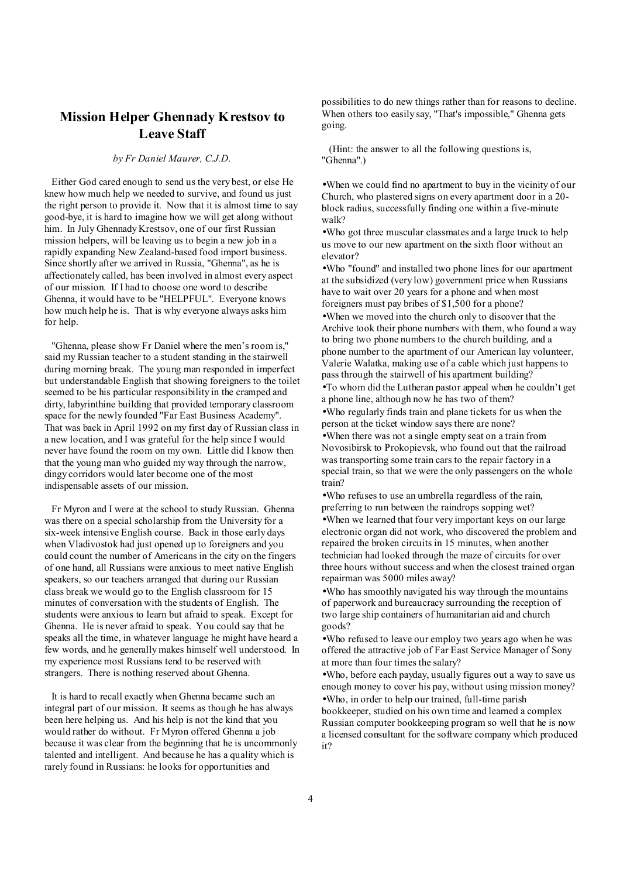## Mission Helper Ghennady Krestsov to Leave Staff

*by Fr Daniel Maurer, C.J.D.*

Either God cared enough to send us the very best, or else He knew how much help we needed to survive, and found us just the right person to provide it. Now that it is almost time to say good-bye, it is hard to imagine how we will get along without him. In July Ghennady Krestsov, one of our first Russian mission helpers, will be leaving us to begin a new job in a rapidly expanding New Zealand-based food import business. Since shortly after we arrived in Russia, "Ghenna", as he is affectionately called, has been involved in almost every aspect of our mission. If I had to choose one word to describe Ghenna, it would have to be "HELPFUL". Everyone knows how much help he is. That is why everyone always asks him for help.

"Ghenna, please show Fr Daniel where the men's room is," said my Russian teacher to a student standing in the stairwell during morning break. The young man responded in imperfect but understandable English that showing foreigners to the toilet seemed to be his particular responsibility in the cramped and dirty, labyrinthine building that provided temporary classroom space for the newly founded "Far East Business Academy". That was back in April 1992 on my first day of Russian class in a new location, and I was grateful for the help since I would never have found the room on my own. Little did I know then that the young man who guided my way through the narrow, dingy corridors would later become one of the most indispensable assets of our mission.

Fr Myron and I were at the school to study Russian. Ghenna was there on a special scholarship from the University for a six-week intensive English course. Back in those early days when Vladivostok had just opened up to foreigners and you could count the number of Americans in the city on the fingers of one hand, all Russians were anxious to meet native English speakers, so our teachers arranged that during our Russian class break we would go to the English classroom for 15 minutes of conversation with the students of English. The students were anxious to learn but afraid to speak. Except for Ghenna. He is never afraid to speak. You could say that he speaks all the time, in whatever language he might have heard a few words, and he generally makes himself well understood. In my experience most Russians tend to be reserved with strangers. There is nothing reserved about Ghenna.

It is hard to recall exactly when Ghenna became such an integral part of our mission. It seems as though he has always been here helping us. And his help is not the kind that you would rather do without. Fr Myron offered Ghenna a job because it was clear from the beginning that he is uncommonly talented and intelligent. And because he has a quality which is rarely found in Russians: he looks for opportunities and possibilities to do new things rather than for reasons to decline. When others too easily say, "That's impossible," Ghenna gets going.

(Hint: the answer to all the following questions is, "Ghenna".)

- When we could find no apartment to buy in the vicinity of our Church, who plastered signs on every apartment door in a 20-block radius, successfully finding one within a five-minute walk?
- Who got three muscular classmates and a large truck to help us move to our new apartment on the sixth floor without an elevator?
- Who "found" and installed two phone lines for our apartment at the subsidized (very low) government price when Russians have to wait over 20 years for a phone and when most foreigners must pay bribes of $1,500 for a phone?
- When we moved into the church only to discover that the Archive took their phone numbers with them, who found a way to bring two phone numbers to the church building, and a phone number to the apartment of our American lay volunteer, Valerie Walatka, making use of a cable which just happens to pass through the stairwell of his apartment building?
- To whom did the Lutheran pastor appeal when he couldn't get a phone line, although now he has two of them?
- Who regularly finds train and plane tickets for us when the person at the ticket window says there are none?
- When there was not a single empty seat on a train from Novosibirsk to Prokopievsk, who found out that the railroad was transporting some train cars to the repair factory in a special train, so that we were the only passengers on the whole train?
- Who refuses to use an umbrella regardless of the rain, preferring to run between the raindrops sopping wet?
- When we learned that four very important keys on our large electronic organ did not work, who discovered the problem and repaired the broken circuits in 15 minutes, when another technician had looked through the maze of circuits for over three hours without success and when the closest trained organ repairman was 5000 miles away?
- Who has smoothly navigated his way through the mountains of paperwork and bureaucracy surrounding the reception of two large ship containers of humanitarian aid and church goods?
- Who refused to leave our employ two years ago when he was offered the attractive job of Far East Service Manager of Sony at more than four times the salary?
- Who, before each payday, usually figures out a way to save us enough money to cover his pay, without using mission money?
- Who, in order to help our trained, full-time parish bookkeeper, studied on his own time and learned a complex Russian computer bookkeeping program so well that he is now a licensed consultant for the software company which produced it?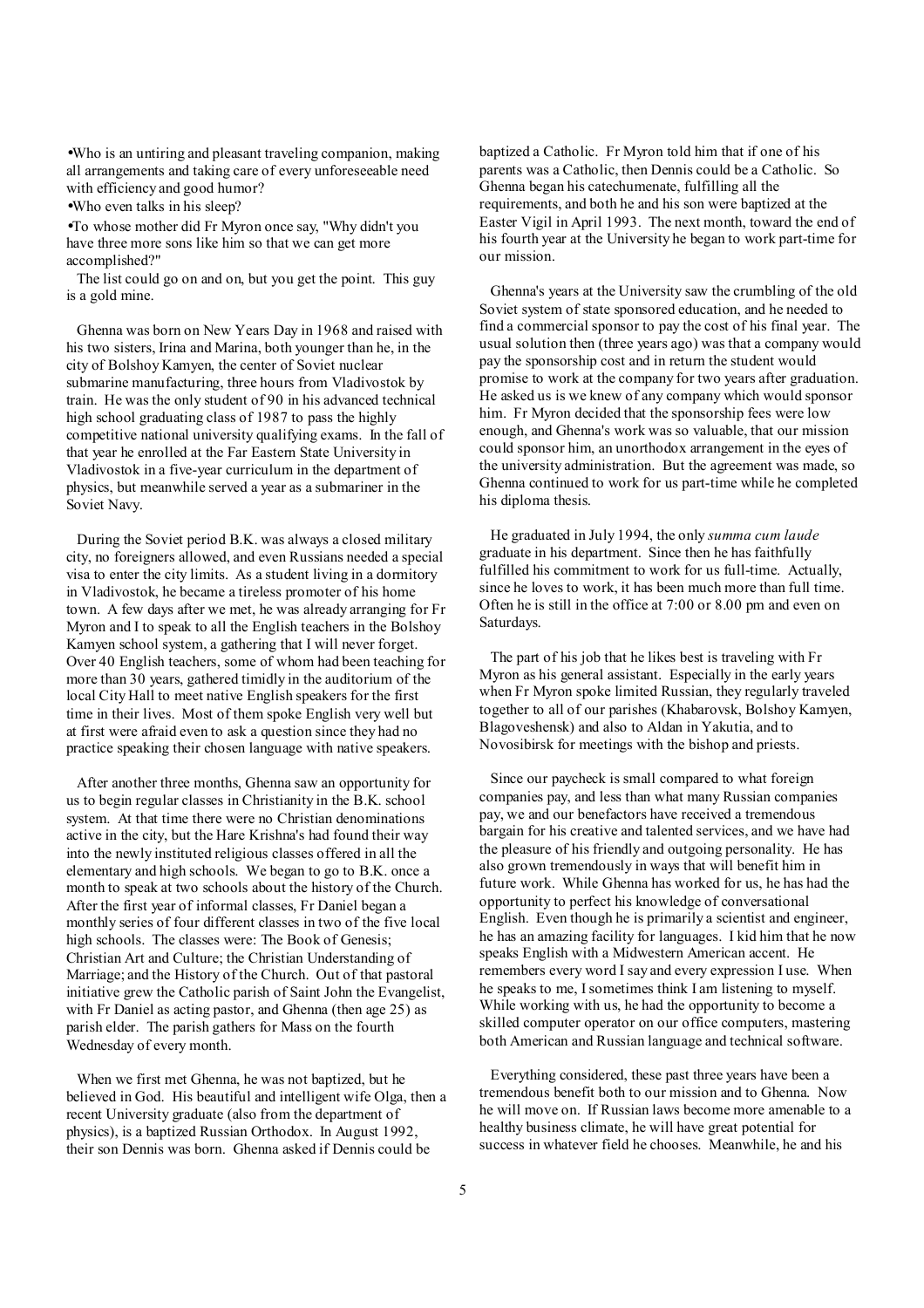- Who is an untiring and pleasant traveling companion, making all arrangements and taking care of every unforeseeable need with efficiency and good humor?
- Who even talks in his sleep?
- To whose mother did Fr Myron once say, "Why didn't you have three more sons like him so that we can get more accomplished?"

The list could go on and on, but you get the point. This guy is a gold mine.

Ghenna was born on New Years Day in 1968 and raised with his two sisters, Irina and Marina, both younger than he, in the city of Bolshoy Kamyen, the center of Soviet nuclear submarine manufacturing, three hours from Vladivostok by train. He was the only student of 90 in his advanced technical high school graduating class of 1987 to pass the highly competitive national university qualifying exams. In the fall of that year he enrolled at the Far Eastern State University in Vladivostok in a five-year curriculum in the department of physics, but meanwhile served a year as a submariner in the Soviet Navy.

During the Soviet period B.K. was always a closed military city, no foreigners allowed, and even Russians needed a special visa to enter the city limits. As a student living in a dormitory in Vladivostok, he became a tireless promoter of his home town. A few days after we met, he was already arranging for Fr Myron and I to speak to all the English teachers in the Bolshoy Kamyen school system, a gathering that I will never forget. Over 40 English teachers, some of whom had been teaching for more than 30 years, gathered timidly in the auditorium of the local City Hall to meet native English speakers for the first time in their lives. Most of them spoke English very well but at first were afraid even to ask a question since they had no practice speaking their chosen language with native speakers.

After another three months, Ghenna saw an opportunity for us to begin regular classes in Christianity in the B.K. school system. At that time there were no Christian denominations active in the city, but the Hare Krishna's had found their way into the newly instituted religious classes offered in all the elementary and high schools. We began to go to B.K. once a month to speak at two schools about the history of the Church. After the first year of informal classes, Fr Daniel began a monthly series of four different classes in two of the five local high schools. The classes were: The Book of Genesis; Christian Art and Culture; the Christian Understanding of Marriage; and the History of the Church. Out of that pastoral initiative grew the Catholic parish of Saint John the Evangelist, with Fr Daniel as acting pastor, and Ghenna (then age 25) as parish elder. The parish gathers for Mass on the fourth Wednesday of every month.

When we first met Ghenna, he was not baptized, but he believed in God. His beautiful and intelligent wife Olga, then a recent University graduate (also from the department of physics), is a baptized Russian Orthodox. In August 1992, their son Dennis was born. Ghenna asked if Dennis could be baptized a Catholic. Fr Myron told him that if one of his parents was a Catholic, then Dennis could be a Catholic. So Ghenna began his catechumenate, fulfilling all the requirements, and both he and his son were baptized at the Easter Vigil in April 1993. The next month, toward the end of his fourth year at the University he began to work part-time for our mission.

Ghenna's years at the University saw the crumbling of the old Soviet system of state sponsored education, and he needed to find a commercial sponsor to pay the cost of his final year. The usual solution then (three years ago) was that a company would pay the sponsorship cost and in return the student would promise to work at the company for two years after graduation. He asked us is we knew of any company which would sponsor him. Fr Myron decided that the sponsorship fees were low enough, and Ghenna's work was so valuable, that our mission could sponsor him, an unorthodox arrangement in the eyes of the university administration. But the agreement was made, so Ghenna continued to work for us part-time while he completed his diploma thesis.

He graduated in July 1994, the only *summa cum laude* graduate in his department. Since then he has faithfully fulfilled his commitment to work for us full-time. Actually, since he loves to work, it has been much more than full time. Often he is still in the office at 7:00 or 8.00 pm and even on Saturdays.

The part of his job that he likes best is traveling with Fr Myron as his general assistant. Especially in the early years when Fr Myron spoke limited Russian, they regularly traveled together to all of our parishes (Khabarovsk, Bolshoy Kamyen, Blagoveshensk) and also to Aldan in Yakutia, and to Novosibirsk for meetings with the bishop and priests.

Since our paycheck is small compared to what foreign companies pay, and less than what many Russian companies pay, we and our benefactors have received a tremendous bargain for his creative and talented services, and we have had the pleasure of his friendly and outgoing personality. He has also grown tremendously in ways that will benefit him in future work. While Ghenna has worked for us, he has had the opportunity to perfect his knowledge of conversational English. Even though he is primarily a scientist and engineer, he has an amazing facility for languages. I kid him that he now speaks English with a Midwestern American accent. He remembers every word I say and every expression I use. When he speaks to me, I sometimes think I am listening to myself. While working with us, he had the opportunity to become a skilled computer operator on our office computers, mastering both American and Russian language and technical software.

Everything considered, these past three years have been a tremendous benefit both to our mission and to Ghenna. Now he will move on. If Russian laws become more amenable to a healthy business climate, he will have great potential for success in whatever field he chooses. Meanwhile, he and his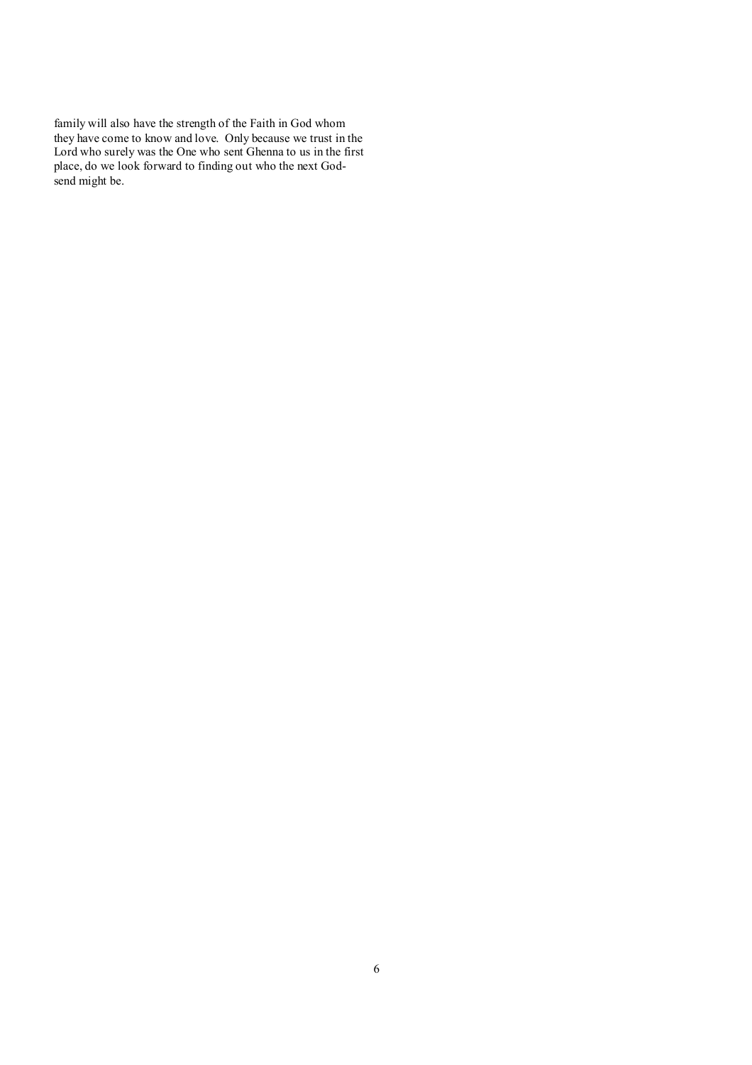family will also have the strength of the Faith in God whom they have come to know and love. Only because we trust in the Lord who surely was the One who sent Ghenna to us in the first place, do we look forward to finding out who the next God-send might be.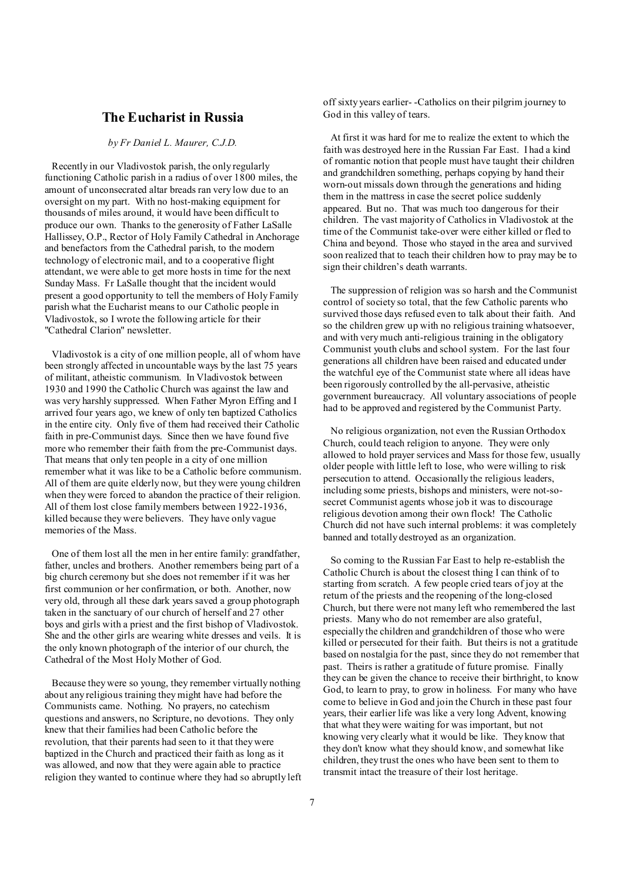## The Eucharist in Russia

*by Fr Daniel L. Maurer, C.J.D.*

Recently in our Vladivostok parish, the only regularly functioning Catholic parish in a radius of over 1800 miles, the amount of unconsecrated altar breads ran very low due to an oversight on my part. With no host-making equipment for thousands of miles around, it would have been difficult to produce our own. Thanks to the generosity of Father LaSalle Hallissey, O.P., Rector of Holy Family Cathedral in Anchorage and benefactors from the Cathedral parish, to the modern technology of electronic mail, and to a cooperative flight attendant, we were able to get more hosts in time for the next Sunday Mass. Fr LaSalle thought that the incident would present a good opportunity to tell the members of Holy Family parish what the Eucharist means to our Catholic people in Vladivostok, so I wrote the following article for their "Cathedral Clarion" newsletter.

Vladivostok is a city of one million people, all of whom have been strongly affected in uncountable ways by the last 75 years of militant, atheistic communism. In Vladivostok between 1930 and 1990 the Catholic Church was against the law and was very harshly suppressed. When Father Myron Effing and I arrived four years ago, we knew of only ten baptized Catholics in the entire city. Only five of them had received their Catholic faith in pre-Communist days. Since then we have found five more who remember their faith from the pre-Communist days. That means that only ten people in a city of one million remember what it was like to be a Catholic before communism. All of them are quite elderly now, but they were young children when they were forced to abandon the practice of their religion. All of them lost close family members between 1922-1936, killed because they were believers. They have only vague memories of the Mass.

One of them lost all the men in her entire family: grandfather, father, uncles and brothers. Another remembers being part of a big church ceremony but she does not remember if it was her first communion or her confirmation, or both. Another, now very old, through all these dark years saved a group photograph taken in the sanctuary of our church of herself and 27 other boys and girls with a priest and the first bishop of Vladivostok. She and the other girls are wearing white dresses and veils. It is the only known photograph of the interior of our church, the Cathedral of the Most Holy Mother of God.

Because they were so young, they remember virtually nothing about any religious training they might have had before the Communists came. Nothing. No prayers, no catechism questions and answers, no Scripture, no devotions. They only knew that their families had been Catholic before the revolution, that their parents had seen to it that they were baptized in the Church and practiced their faith as long as it was allowed, and now that they were again able to practice religion they wanted to continue where they had so abruptly left off sixty years earlier- -Catholics on their pilgrim journey to God in this valley of tears.

At first it was hard for me to realize the extent to which the faith was destroyed here in the Russian Far East. I had a kind of romantic notion that people must have taught their children and grandchildren something, perhaps copying by hand their worn-out missals down through the generations and hiding them in the mattress in case the secret police suddenly appeared. But no. That was much too dangerous for their children. The vast majority of Catholics in Vladivostok at the time of the Communist take-over were either killed or fled to China and beyond. Those who stayed in the area and survived soon realized that to teach their children how to pray may be to sign their children's death warrants.

The suppression of religion was so harsh and the Communist control of society so total, that the few Catholic parents who survived those days refused even to talk about their faith. And so the children grew up with no religious training whatsoever, and with very much anti-religious training in the obligatory Communist youth clubs and school system. For the last four generations all children have been raised and educated under the watchful eye of the Communist state where all ideas have been rigorously controlled by the all-pervasive, atheistic government bureaucracy. All voluntary associations of people had to be approved and registered by the Communist Party.

No religious organization, not even the Russian Orthodox Church, could teach religion to anyone. They were only allowed to hold prayer services and Mass for those few, usually older people with little left to lose, who were willing to risk persecution to attend. Occasionally the religious leaders, including some priests, bishops and ministers, were not-so-secret Communist agents whose job it was to discourage religious devotion among their own flock! The Catholic Church did not have such internal problems: it was completely banned and totally destroyed as an organization.

So coming to the Russian Far East to help re-establish the Catholic Church is about the closest thing I can think of to starting from scratch. A few people cried tears of joy at the return of the priests and the reopening of the long-closed Church, but there were not many left who remembered the last priests. Many who do not remember are also grateful, especially the children and grandchildren of those who were killed or persecuted for their faith. But theirs is not a gratitude based on nostalgia for the past, since they do not remember that past. Theirs is rather a gratitude of future promise. Finally they can be given the chance to receive their birthright, to know God, to learn to pray, to grow in holiness. For many who have come to believe in God and join the Church in these past four years, their earlier life was like a very long Advent, knowing that what they were waiting for was important, but not knowing very clearly what it would be like. They know that they don't know what they should know, and somewhat like children, they trust the ones who have been sent to them to transmit intact the treasure of their lost heritage.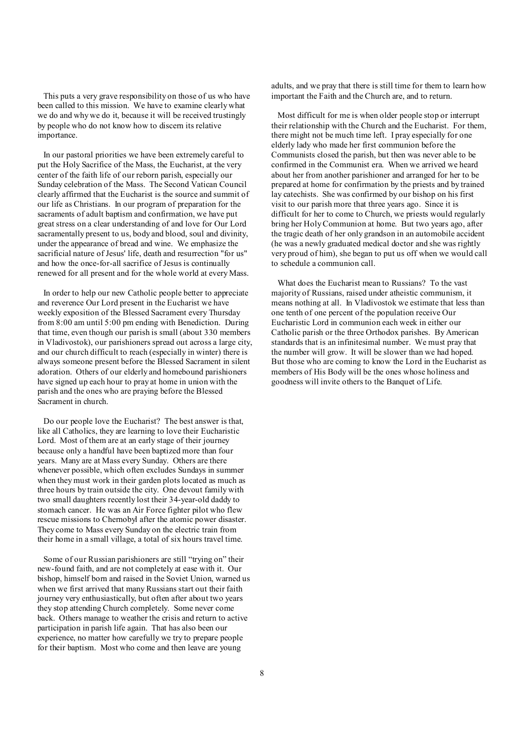This puts a very grave responsibility on those of us who have been called to this mission. We have to examine clearly what we do and why we do it, because it will be received trustingly by people who do not know how to discern its relative importance.

In our pastoral priorities we have been extremely careful to put the Holy Sacrifice of the Mass, the Eucharist, at the very center of the faith life of our reborn parish, especially our Sunday celebration of the Mass. The Second Vatican Council clearly affirmed that the Eucharist is the source and summit of our life as Christians. In our program of preparation for the sacraments of adult baptism and confirmation, we have put great stress on a clear understanding of and love for Our Lord sacramentally present to us, body and blood, soul and divinity, under the appearance of bread and wine. We emphasize the sacrificial nature of Jesus' life, death and resurrection "for us" and how the once-for-all sacrifice of Jesus is continually renewed for all present and for the whole world at every Mass.

In order to help our new Catholic people better to appreciate and reverence Our Lord present in the Eucharist we have weekly exposition of the Blessed Sacrament every Thursday from 8:00 am until 5:00 pm ending with Benediction. During that time, even though our parish is small (about 330 members in Vladivostok), our parishioners spread out across a large city, and our church difficult to reach (especially in winter) there is always someone present before the Blessed Sacrament in silent adoration. Others of our elderly and homebound parishioners have signed up each hour to pray at home in union with the parish and the ones who are praying before the Blessed Sacrament in church.

Do our people love the Eucharist? The best answer is that, like all Catholics, they are learning to love their Eucharistic Lord. Most of them are at an early stage of their journey because only a handful have been baptized more than four years. Many are at Mass every Sunday. Others are there whenever possible, which often excludes Sundays in summer when they must work in their garden plots located as much as three hours by train outside the city. One devout family with two small daughters recently lost their 34-year-old daddy to stomach cancer. He was an Air Force fighter pilot who flew rescue missions to Chernobyl after the atomic power disaster. They come to Mass every Sunday on the electric train from their home in a small village, a total of six hours travel time.

Some of our Russian parishioners are still "trying on" their new-found faith, and are not completely at ease with it. Our bishop, himself born and raised in the Soviet Union, warned us when we first arrived that many Russians start out their faith journey very enthusiastically, but often after about two years they stop attending Church completely. Some never come back. Others manage to weather the crisis and return to active participation in parish life again. That has also been our experience, no matter how carefully we try to prepare people for their baptism. Most who come and then leave are young adults, and we pray that there is still time for them to learn how important the Faith and the Church are, and to return.

Most difficult for me is when older people stop or interrupt their relationship with the Church and the Eucharist. For them, there might not be much time left. I pray especially for one elderly lady who made her first communion before the Communists closed the parish, but then was never able to be confirmed in the Communist era. When we arrived we heard about her from another parishioner and arranged for her to be prepared at home for confirmation by the priests and by trained lay catechists. She was confirmed by our bishop on his first visit to our parish more that three years ago. Since it is difficult for her to come to Church, we priests would regularly bring her Holy Communion at home. But two years ago, after the tragic death of her only grandson in an automobile accident (he was a newly graduated medical doctor and she was rightly very proud of him), she began to put us off when we would call to schedule a communion call.

What does the Eucharist mean to Russians? To the vast majority of Russians, raised under atheistic communism, it means nothing at all. In Vladivostok we estimate that less than one tenth of one percent of the population receive Our Eucharistic Lord in communion each week in either our Catholic parish or the three Orthodox parishes. By American standards that is an infinitesimal number. We must pray that the number will grow. It will be slower than we had hoped. But those who are coming to know the Lord in the Eucharist as members of His Body will be the ones whose holiness and goodness will invite others to the Banquet of Life.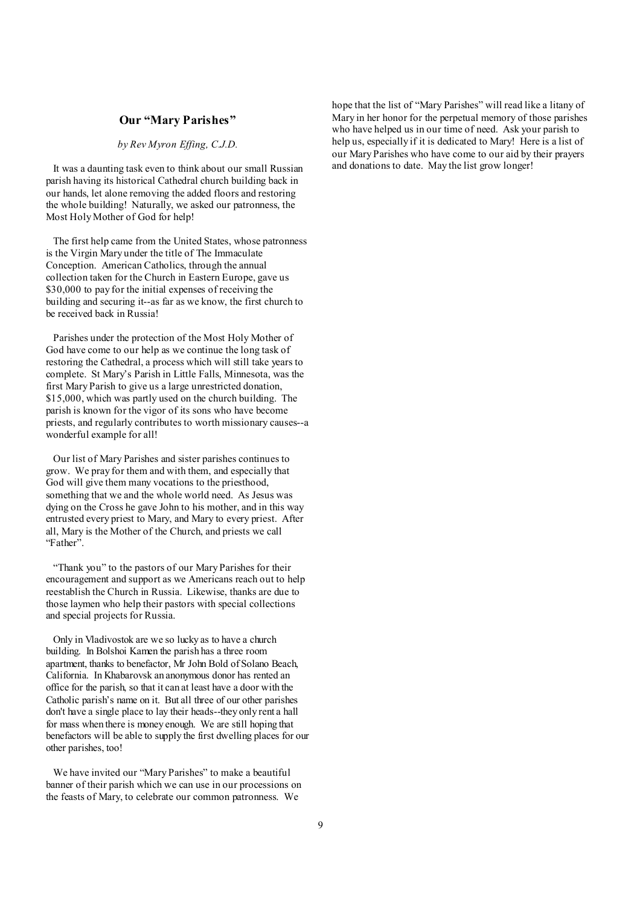## Our "Mary Parishes"

*by Rev Myron Effing, C.J.D.*

It was a daunting task even to think about our small Russian parish having its historical Cathedral church building back in our hands, let alone removing the added floors and restoring the whole building! Naturally, we asked our patronness, the Most Holy Mother of God for help!

The first help came from the United States, whose patronness is the Virgin Mary under the title of The Immaculate Conception. American Catholics, through the annual collection taken for the Church in Eastern Europe, gave us $30,000 to pay for the initial expenses of receiving the building and securing it--as far as we know, the first church to be received back in Russia!

Parishes under the protection of the Most Holy Mother of God have come to our help as we continue the long task of restoring the Cathedral, a process which will still take years to complete. St Mary's Parish in Little Falls, Minnesota, was the first Mary Parish to give us a large unrestricted donation, $15,000, which was partly used on the church building. The parish is known for the vigor of its sons who have become priests, and regularly contributes to worth missionary causes--a wonderful example for all!

Our list of Mary Parishes and sister parishes continues to grow. We pray for them and with them, and especially that God will give them many vocations to the priesthood, something that we and the whole world need. As Jesus was dying on the Cross he gave John to his mother, and in this way entrusted every priest to Mary, and Mary to every priest. After all, Mary is the Mother of the Church, and priests we call "Father".

"Thank you" to the pastors of our Mary Parishes for their encouragement and support as we Americans reach out to help reestablish the Church in Russia. Likewise, thanks are due to those laymen who help their pastors with special collections and special projects for Russia.

Only in Vladivostok are we so lucky as to have a church building. In Bolshoi Kamen the parish has a three room apartment, thanks to benefactor, Mr John Bold of Solano Beach, California. In Khabarovsk an anonymous donor has rented an office for the parish, so that it can at least have a door with the Catholic parish's name on it. But all three of our other parishes don't have a single place to lay their heads--they only rent a hall for mass when there is money enough. We are still hoping that benefactors will be able to supply the first dwelling places for our other parishes, too!

We have invited our "Mary Parishes" to make a beautiful banner of their parish which we can use in our processions on the feasts of Mary, to celebrate our common patronness. We hope that the list of "Mary Parishes" will read like a litany of Mary in her honor for the perpetual memory of those parishes who have helped us in our time of need. Ask your parish to help us, especially if it is dedicated to Mary! Here is a list of our Mary Parishes who have come to our aid by their prayers and donations to date. May the list grow longer!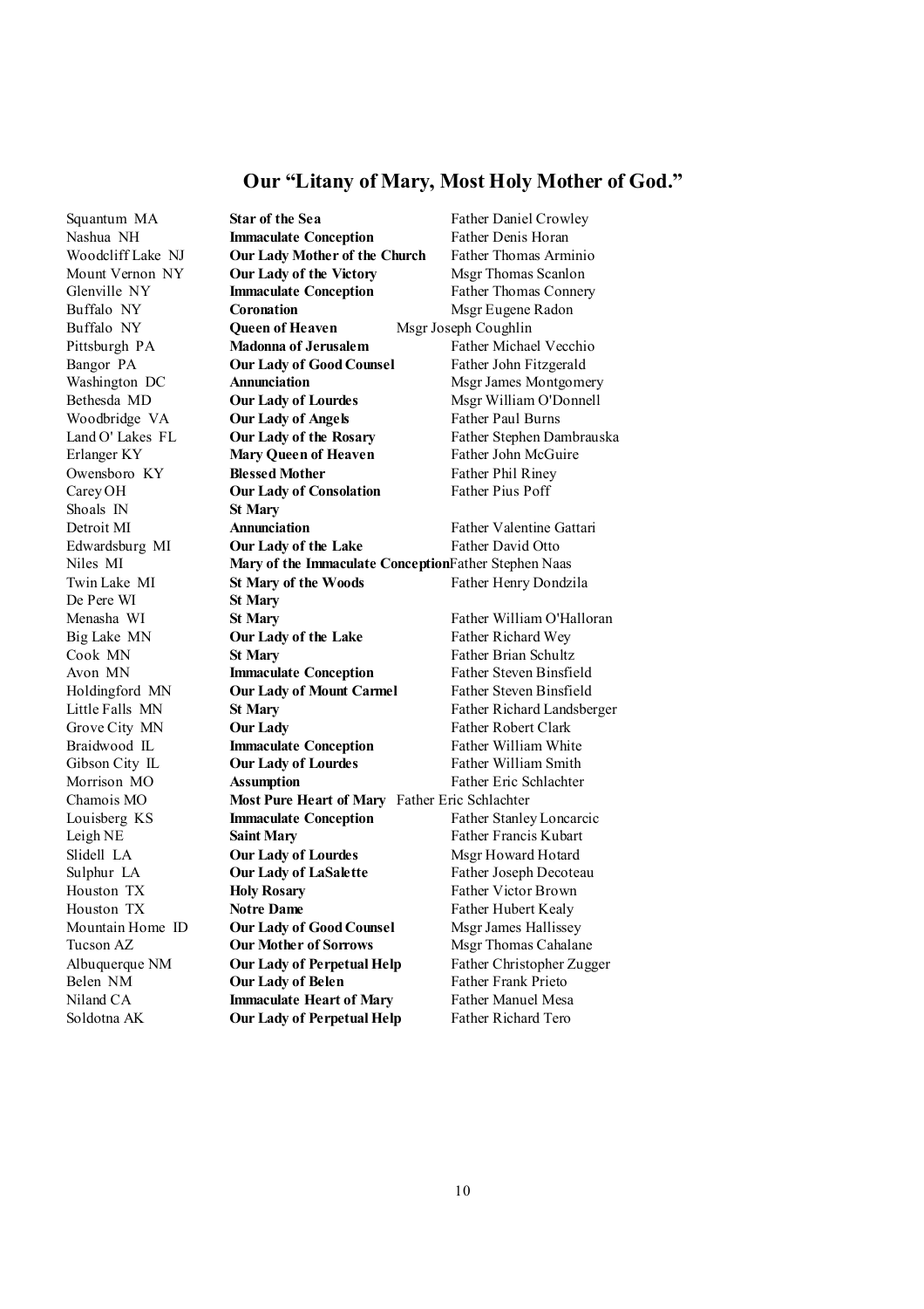## Our "Litany of Mary, Most Holy Mother of God."

| | | |
|---|---|---|
| Squantum MA | **Star of the Sea** | Father Daniel Crowley |
| Nashua NH | **Immaculate Conception** | Father Denis Horan |
| Woodcliff Lake NJ | **Our Lady Mother of the Church** | Father Thomas Arminio |
| Mount Vernon NY | **Our Lady of the Victory** | Msgr Thomas Scanlon |
| Glenville NY | **Immaculate Conception** | Father Thomas Connery |
| Buffalo NY | **Coronation** | Msgr Eugene Radon |
| Buffalo NY | **Queen of Heaven** | Msgr Joseph Coughlin |
| Pittsburgh PA | **Madonna of Jerusalem** | Father Michael Vecchio |
| Bangor PA | **Our Lady of Good Counsel** | Father John Fitzgerald |
| Washington DC | **Annunciation** | Msgr James Montgomery |
| Bethesda MD | **Our Lady of Lourdes** | Msgr William O'Donnell |
| Woodbridge VA | **Our Lady of Angels** | Father Paul Burns |
| Land O' Lakes FL | **Our Lady of the Rosary** | Father Stephen Dambrauska |
| Erlanger KY | **Mary Queen of Heaven** | Father John McGuire |
| Owensboro KY | **Blessed Mother** | Father Phil Riney |
| Carey OH | **Our Lady of Consolation** | Father Pius Poff |
| Shoals IN | **St Mary** | |
| Detroit MI | **Annunciation** | Father Valentine Gattari |
| Edwardsburg MI | **Our Lady of the Lake** | Father David Otto |
| Niles MI | **Mary of the Immaculate Conception** | Father Stephen Naas |
| Twin Lake MI | **St Mary of the Woods** | Father Henry Dondzila |
| De Pere WI | **St Mary** | |
| Menasha WI | **St Mary** | Father William O'Halloran |
| Big Lake MN | **Our Lady of the Lake** | Father Richard Wey |
| Cook MN | **St Mary** | Father Brian Schultz |
| Avon MN | **Immaculate Conception** | Father Steven Binsfield |
| Holdingford MN | **Our Lady of Mount Carmel** | Father Steven Binsfield |
| Little Falls MN | **St Mary** | Father Richard Landsberger |
| Grove City MN | **Our Lady** | Father Robert Clark |
| Braidwood IL | **Immaculate Conception** | Father William White |
| Gibson City IL | **Our Lady of Lourdes** | Father William Smith |
| Morrison MO | **Assumption** | Father Eric Schlachter |
| Chamois MO | **Most Pure Heart of Mary** | Father Eric Schlachter |
| Louisberg KS | **Immaculate Conception** | Father Stanley Loncarcic |
| Leigh NE | **Saint Mary** | Father Francis Kubart |
| Slidell LA | **Our Lady of Lourdes** | Msgr Howard Hotard |
| Sulphur LA | **Our Lady of LaSalette** | Father Joseph Decoteau |
| Houston TX | **Holy Rosary** | Father Victor Brown |
| Houston TX | **Notre Dame** | Father Hubert Kealy |
| Mountain Home ID | **Our Lady of Good Counsel** | Msgr James Hallissey |
| Tucson AZ | **Our Mother of Sorrows** | Msgr Thomas Cahalane |
| Albuquerque NM | **Our Lady of Perpetual Help** | Father Christopher Zugger |
| Belen NM | **Our Lady of Belen** | Father Frank Prieto |
| Niland CA | **Immaculate Heart of Mary** | Father Manuel Mesa |
| Soldotna AK | **Our Lady of Perpetual Help** | Father Richard Tero |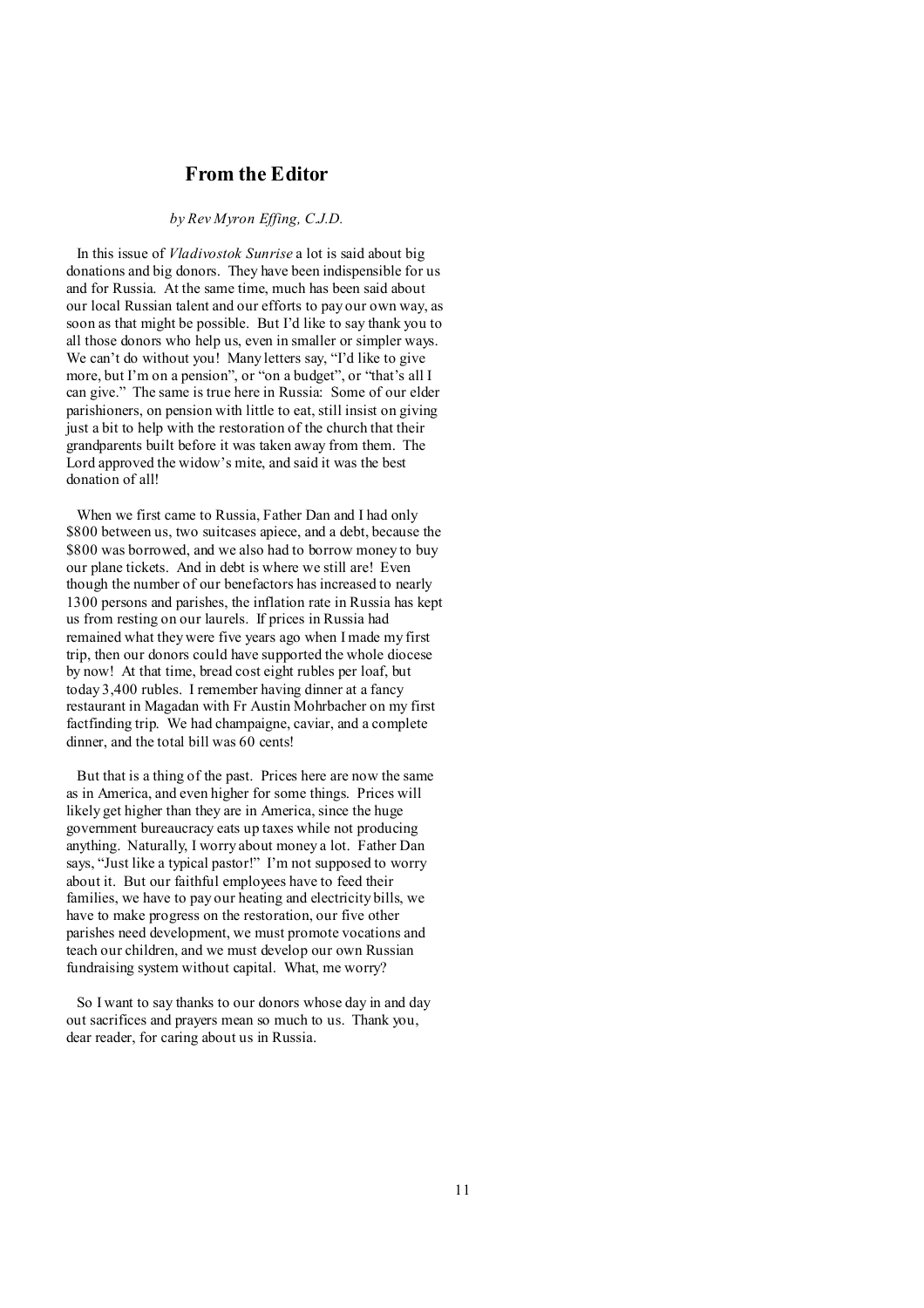## From the Editor

*by Rev Myron Effing, C.J.D.*

In this issue of *Vladivostok Sunrise* a lot is said about big donations and big donors. They have been indispensible for us and for Russia. At the same time, much has been said about our local Russian talent and our efforts to pay our own way, as soon as that might be possible. But I'd like to say thank you to all those donors who help us, even in smaller or simpler ways. We can't do without you! Many letters say, "I'd like to give more, but I'm on a pension", or "on a budget", or "that's all I can give." The same is true here in Russia: Some of our elder parishioners, on pension with little to eat, still insist on giving just a bit to help with the restoration of the church that their grandparents built before it was taken away from them. The Lord approved the widow's mite, and said it was the best donation of all!

When we first came to Russia, Father Dan and I had only \$800 between us, two suitcases apiece, and a debt, because the \$800 was borrowed, and we also had to borrow money to buy our plane tickets. And in debt is where we still are! Even though the number of our benefactors has increased to nearly 1300 persons and parishes, the inflation rate in Russia has kept us from resting on our laurels. If prices in Russia had remained what they were five years ago when I made my first trip, then our donors could have supported the whole diocese by now! At that time, bread cost eight rubles per loaf, but today 3,400 rubles. I remember having dinner at a fancy restaurant in Magadan with Fr Austin Mohrbacher on my first factfinding trip. We had champaigne, caviar, and a complete dinner, and the total bill was 60 cents!

But that is a thing of the past. Prices here are now the same as in America, and even higher for some things. Prices will likely get higher than they are in America, since the huge government bureaucracy eats up taxes while not producing anything. Naturally, I worry about money a lot. Father Dan says, "Just like a typical pastor!" I'm not supposed to worry about it. But our faithful employees have to feed their families, we have to pay our heating and electricity bills, we have to make progress on the restoration, our five other parishes need development, we must promote vocations and teach our children, and we must develop our own Russian fundraising system without capital. What, me worry?

So I want to say thanks to our donors whose day in and day out sacrifices and prayers mean so much to us. Thank you, dear reader, for caring about us in Russia.